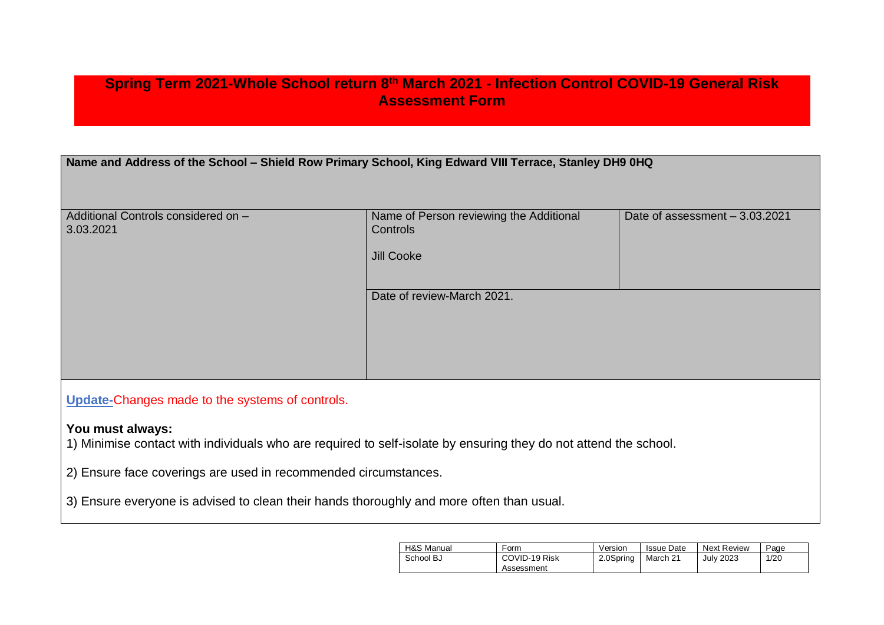# Spring Term 2021-Whole School return 8th March 2021 - Infection Control COVID-19 General Risk Assessment Form

| **Name and Address of the School – Shield Row Primary School, King Edward VIII Terrace, Stanley DH9 0HQ** | | |
|---|---|---|
| Additional Controls considered on – 3.03.2021 | Name of Person reviewing the Additional Controls<br><br>Jill Cooke | Date of assessment – 3.03.2021 |
| | Date of review-March 2021. | |

**Update-**Changes made to the systems of controls.

**You must always:**

1) Minimise contact with individuals who are required to self-isolate by ensuring they do not attend the school.

2) Ensure face coverings are used in recommended circumstances.

3) Ensure everyone is advised to clean their hands thoroughly and more often than usual.

| H&S Manual | Form | Version | Issue Date | Next Review |
|---|---|---|---|---|
| School BJ | COVID-19 Risk Assessment | 2.0Spring | March 21 | July 2023 |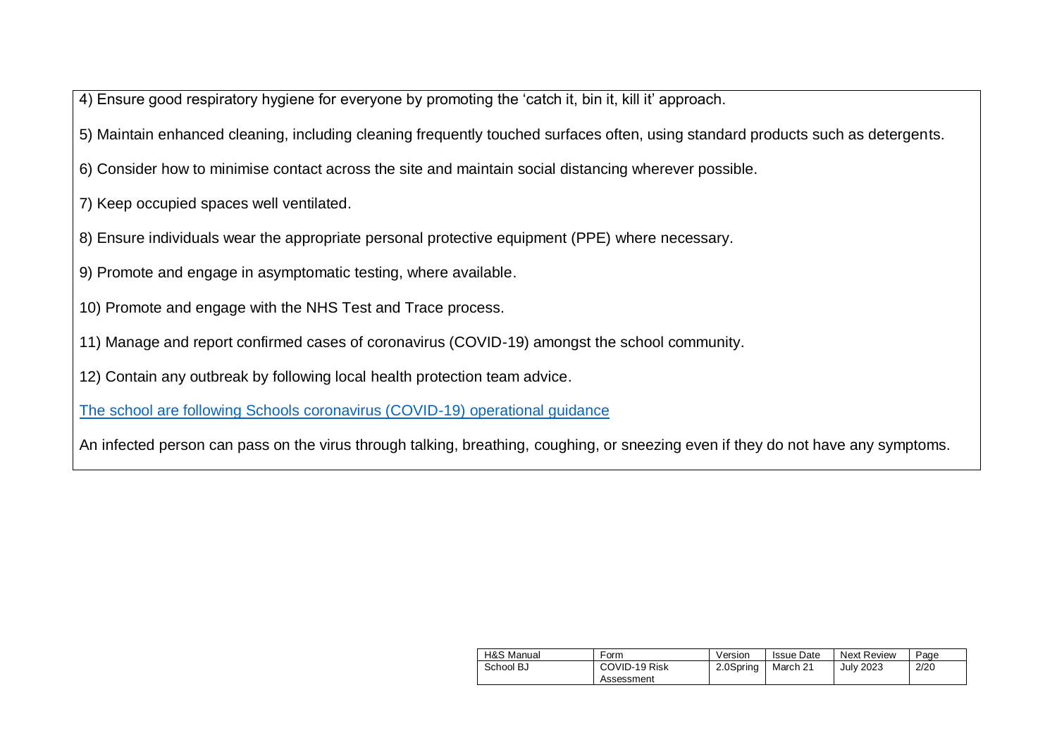4) Ensure good respiratory hygiene for everyone by promoting the 'catch it, bin it, kill it' approach.

5) Maintain enhanced cleaning, including cleaning frequently touched surfaces often, using standard products such as detergents.

6) Consider how to minimise contact across the site and maintain social distancing wherever possible.

7) Keep occupied spaces well ventilated.

8) Ensure individuals wear the appropriate personal protective equipment (PPE) where necessary.

9) Promote and engage in asymptomatic testing, where available.

10) Promote and engage with the NHS Test and Trace process.

11) Manage and report confirmed cases of coronavirus (COVID-19) amongst the school community.

12) Contain any outbreak by following local health protection team advice.

The school are following Schools coronavirus (COVID-19) operational guidance

An infected person can pass on the virus through talking, breathing, coughing, or sneezing even if they do not have any symptoms.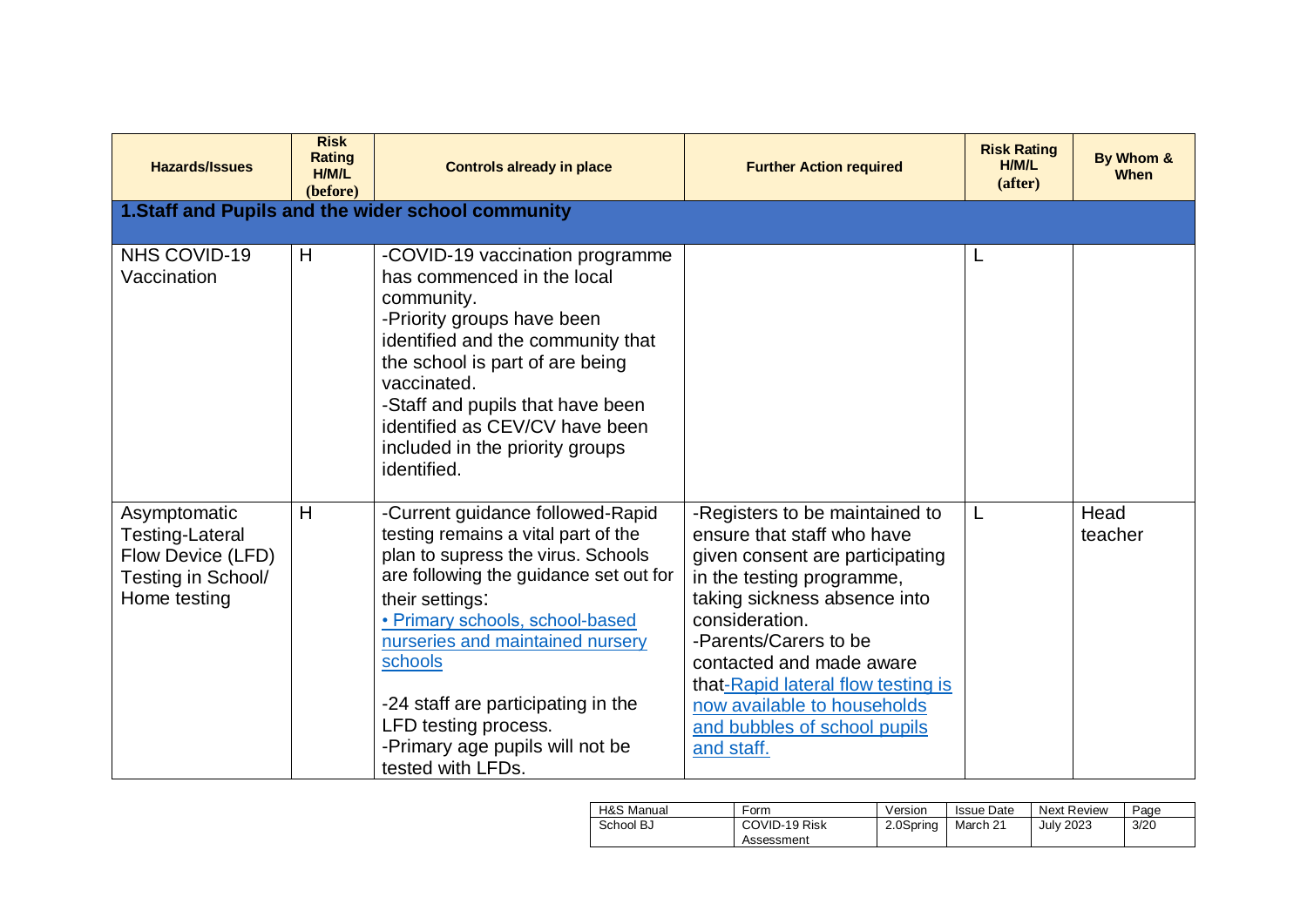| Hazards/Issues | Risk Rating H/M/L (before) | Controls already in place | Further Action required | Risk Rating H/M/L (after) | By Whom & When |
|---|---|---|---|---|---|
| **1.Staff and Pupils and the wider school community** | | | | | |
| NHS COVID-19 Vaccination | H | -COVID-19 vaccination programme has commenced in the local community.<br>-Priority groups have been identified and the community that the school is part of are being vaccinated.<br>-Staff and pupils that have been identified as CEV/CV have been included in the priority groups identified. | | L | |
| Asymptomatic Testing-Lateral Flow Device (LFD) Testing in School/ Home testing | H | -Current guidance followed-Rapid testing remains a vital part of the plan to supress the virus. Schools are following the guidance set out for their settings:<br>• Primary schools, school-based nurseries and maintained nursery schools<br><br>-24 staff are participating in the LFD testing process.<br>-Primary age pupils will not be tested with LFDs. | -Registers to be maintained to ensure that staff who have given consent are participating in the testing programme, taking sickness absence into consideration.<br>-Parents/Carers to be contacted and made aware that-Rapid lateral flow testing is now available to households and bubbles of school pupils and staff. | L | Head teacher |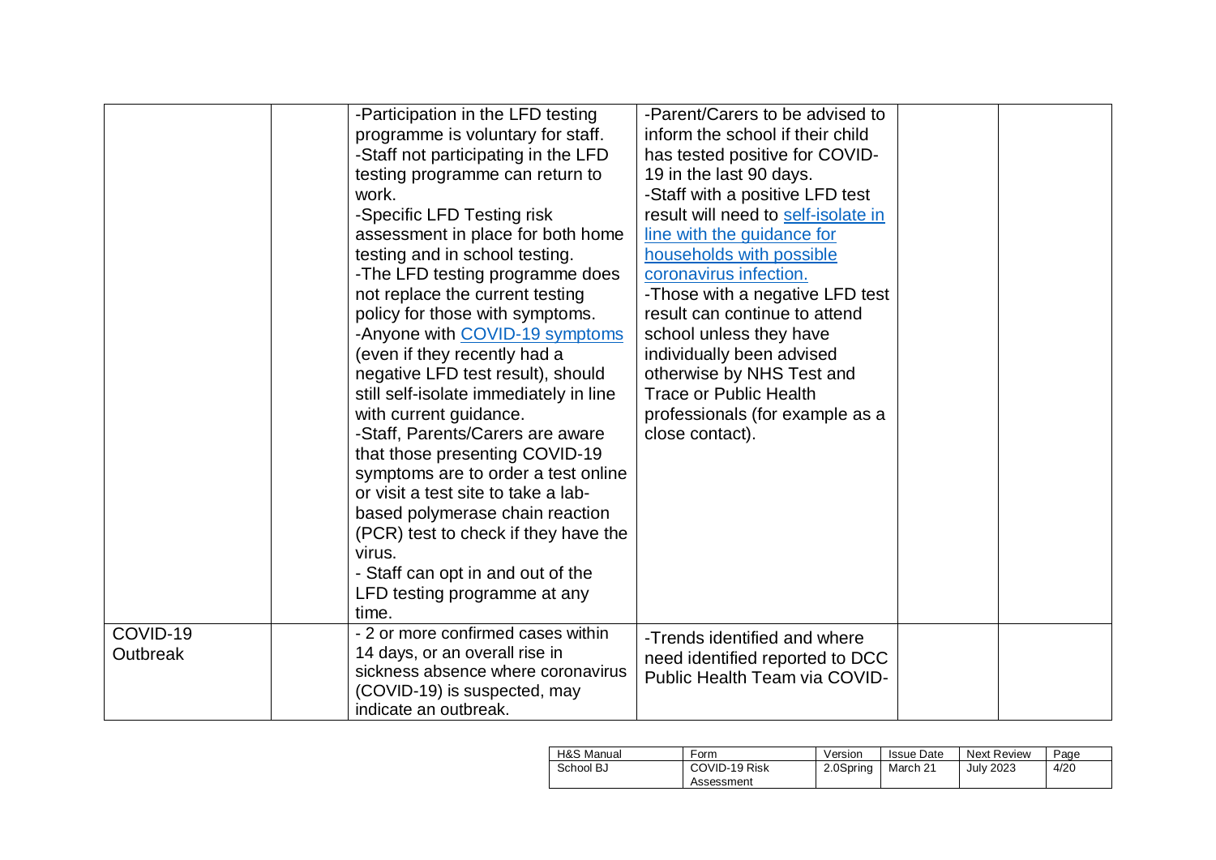| | | | | | |
|---|---|---|---|---|---|
| | | -Participation in the LFD testing programme is voluntary for staff.<br>-Staff not participating in the LFD testing programme can return to work.<br>-Specific LFD Testing risk assessment in place for both home testing and in school testing.<br>-The LFD testing programme does not replace the current testing policy for those with symptoms.<br>-Anyone with [COVID-19 symptoms](#) (even if they recently had a negative LFD test result), should still self-isolate immediately in line with current guidance.<br>-Staff, Parents/Carers are aware that those presenting COVID-19 symptoms are to order a test online or visit a test site to take a lab-based polymerase chain reaction (PCR) test to check if they have the virus.<br>- Staff can opt in and out of the LFD testing programme at any time. | -Parent/Carers to be advised to inform the school if their child has tested positive for COVID-19 in the last 90 days.<br>-Staff with a positive LFD test result will need to [self-isolate in line with the guidance for households with possible coronavirus infection.](#)<br>-Those with a negative LFD test result can continue to attend school unless they have individually been advised otherwise by NHS Test and Trace or Public Health professionals (for example as a close contact). | | |
| COVID-19 Outbreak | | - 2 or more confirmed cases within 14 days, or an overall rise in sickness absence where coronavirus (COVID-19) is suspected, may indicate an outbreak. | -Trends identified and where need identified reported to DCC Public Health Team via COVID- | | |

| H&S Manual | Form | Version | Issue Date | Next Review | Page |
|---|---|---|---|---|---|
| School BJ | COVID-19 Risk Assessment | 2.0Spring | March 21 | July 2023 | 4/20 |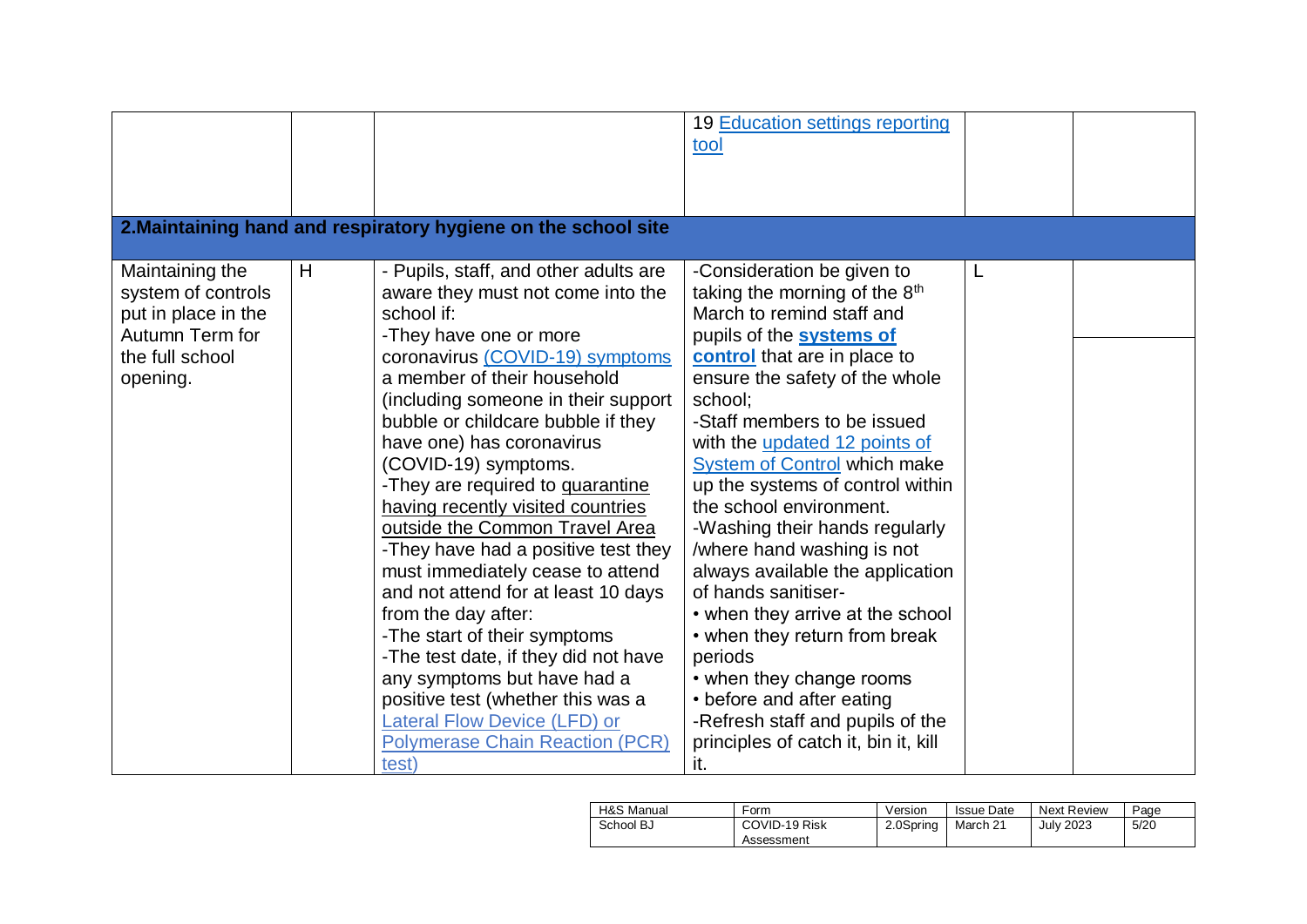| | | | | | |
|---|---|---|---|---|---|
| | | | 19 Education settings reporting tool | | |
| **2.Maintaining hand and respiratory hygiene on the school site** | | | | | |
| Maintaining the system of controls put in place in the Autumn Term for the full school opening. | H | - Pupils, staff, and other adults are aware they must not come into the school if:<br>-They have one or more coronavirus (COVID-19) symptoms a member of their household (including someone in their support bubble or childcare bubble if they have one) has coronavirus (COVID-19) symptoms.<br>-They are required to quarantine having recently visited countries outside the Common Travel Area<br>-They have had a positive test they must immediately cease to attend and not attend for at least 10 days from the day after:<br>-The start of their symptoms<br>-The test date, if they did not have any symptoms but have had a positive test (whether this was a Lateral Flow Device (LFD) or Polymerase Chain Reaction (PCR) test) | -Consideration be given to taking the morning of the 8th March to remind staff and pupils of the **systems of control** that are in place to ensure the safety of the whole school;<br>-Staff members to be issued with the updated 12 points of System of Control which make up the systems of control within the school environment.<br>-Washing their hands regularly /where hand washing is not always available the application of hands sanitiser-<br>• when they arrive at the school<br>• when they return from break periods<br>• when they change rooms<br>• before and after eating<br>-Refresh staff and pupils of the principles of catch it, bin it, kill it. | L | |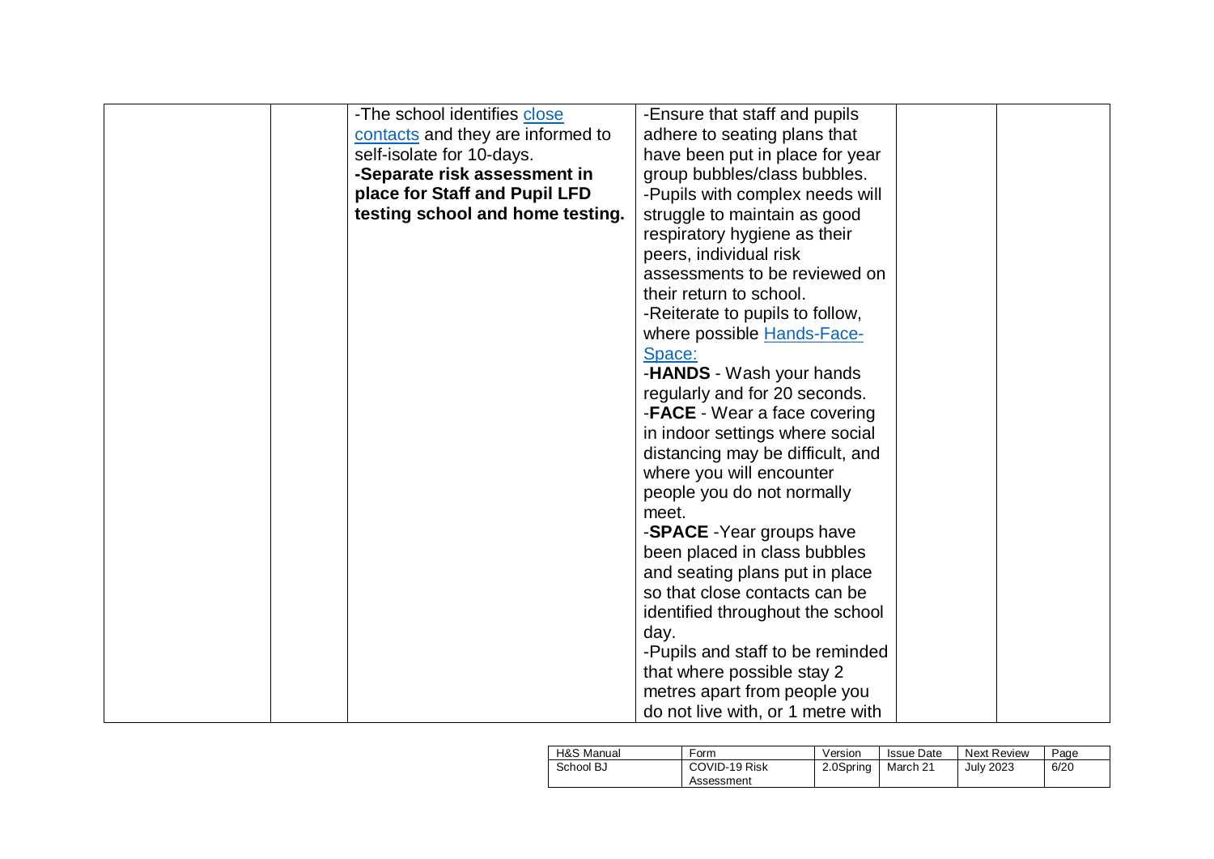| | | | | | |
|---|---|---|---|---|---|
| | | -The school identifies close contacts and they are informed to self-isolate for 10-days.<br>**-Separate risk assessment in place for Staff and Pupil LFD testing school and home testing.** | -Ensure that staff and pupils adhere to seating plans that have been put in place for year group bubbles/class bubbles.<br>-Pupils with complex needs will struggle to maintain as good respiratory hygiene as their peers, individual risk assessments to be reviewed on their return to school.<br>-Reiterate to pupils to follow, where possible Hands-Face-Space:<br>-**HANDS** - Wash your hands regularly and for 20 seconds.<br>-**FACE** - Wear a face covering in indoor settings where social distancing may be difficult, and where you will encounter people you do not normally meet.<br>-**SPACE** -Year groups have been placed in class bubbles and seating plans put in place so that close contacts can be identified throughout the school day.<br>-Pupils and staff to be reminded that where possible stay 2 metres apart from people you do not live with, or 1 metre with | | |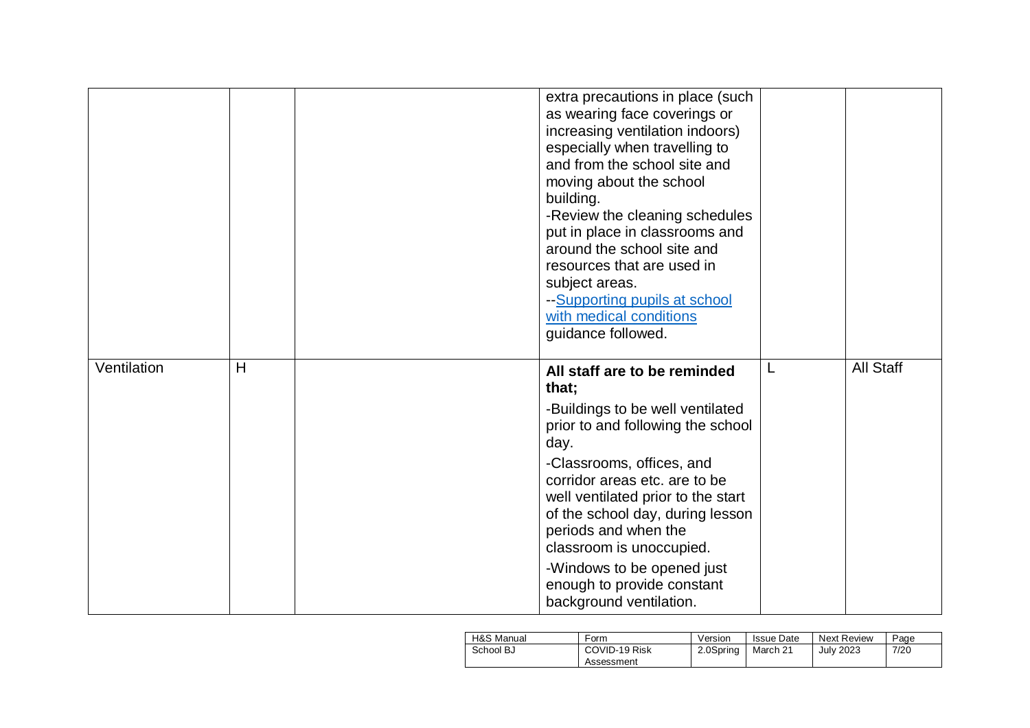| | | | | | |
|---|---|---|---|---|---|
| | | | extra precautions in place (such as wearing face coverings or increasing ventilation indoors) especially when travelling to and from the school site and moving about the school building.<br>-Review the cleaning schedules put in place in classrooms and around the school site and resources that are used in subject areas.<br>--[Supporting pupils at school with medical conditions]() guidance followed. | | |
| Ventilation | H | | **All staff are to be reminded that;**<br>-Buildings to be well ventilated prior to and following the school day.<br>-Classrooms, offices, and corridor areas etc. are to be well ventilated prior to the start of the school day, during lesson periods and when the classroom is unoccupied.<br>-Windows to be opened just enough to provide constant background ventilation. | L | All Staff |

| H&S Manual | Form | Version | Issue Date | Next Review | Page |
|---|---|---|---|---|---|
| School BJ | COVID-19 Risk Assessment | 2.0Spring | March 21 | July 2023 | 7/20 |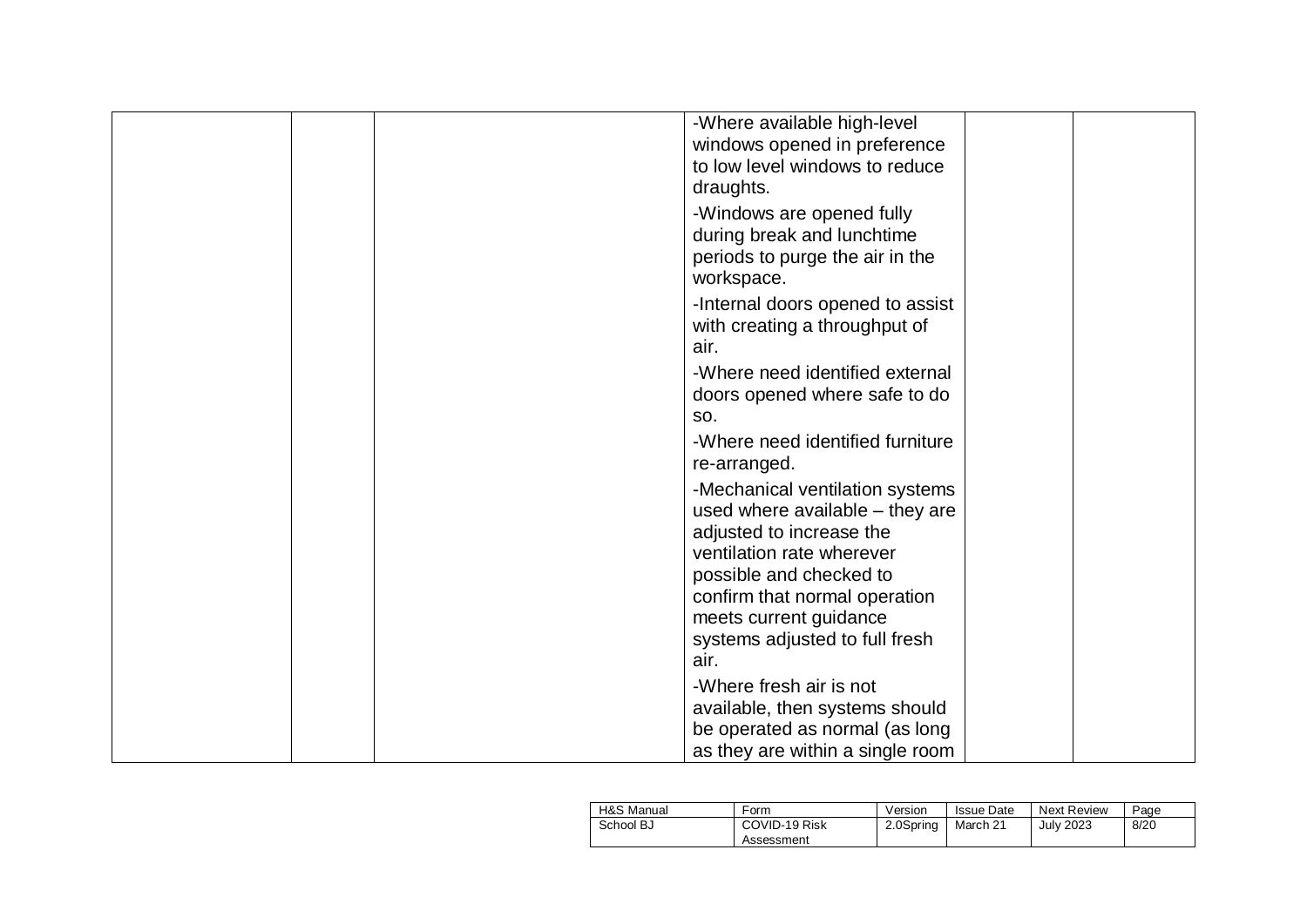| | | | | | |
|---|---|---|---|---|---|
| | | | -Where available high-level windows opened in preference to low level windows to reduce draughts.<br>-Windows are opened fully during break and lunchtime periods to purge the air in the workspace.<br>-Internal doors opened to assist with creating a throughput of air.<br>-Where need identified external doors opened where safe to do so.<br>-Where need identified furniture re-arranged.<br>-Mechanical ventilation systems used where available – they are adjusted to increase the ventilation rate wherever possible and checked to confirm that normal operation meets current guidance systems adjusted to full fresh air.<br>-Where fresh air is not available, then systems should be operated as normal (as long as they are within a single room | | |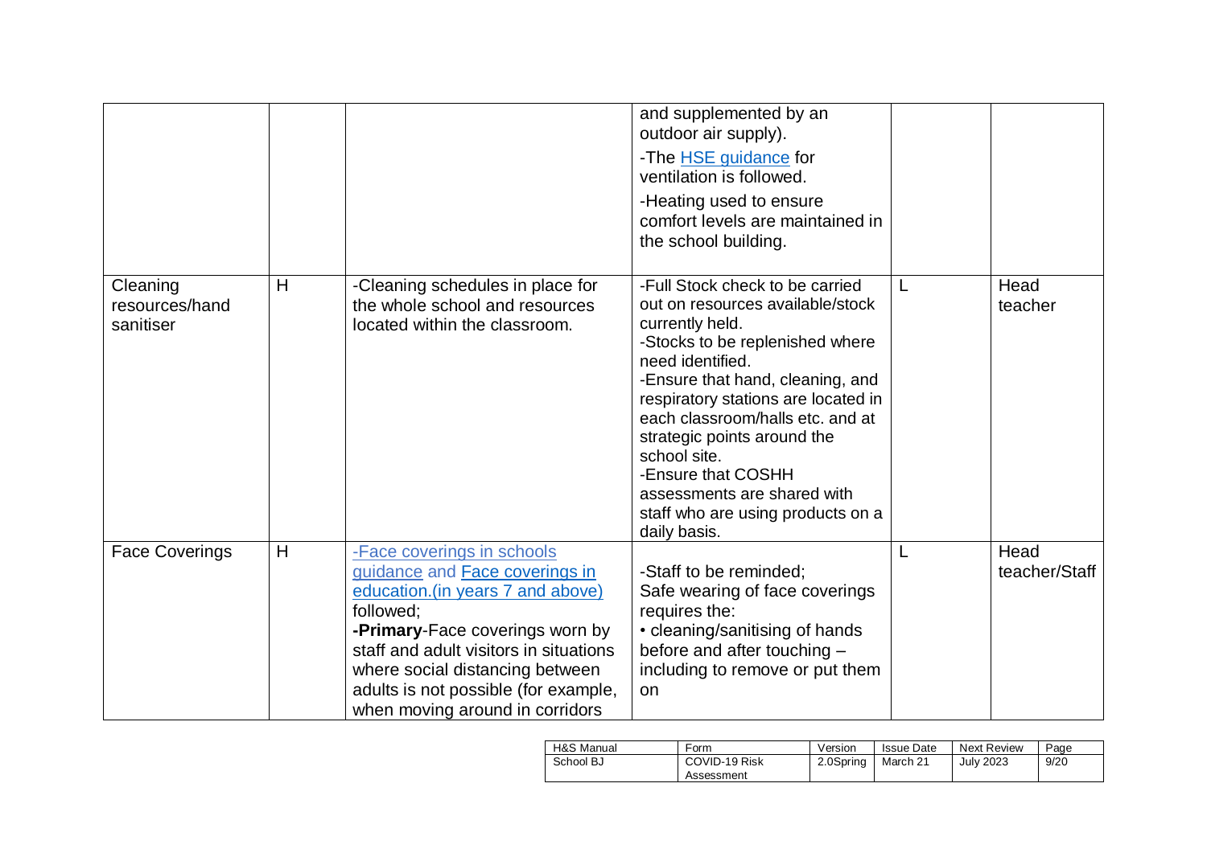|  |  |  | and supplemented by an outdoor air supply).<br>-The HSE guidance for ventilation is followed.<br>-Heating used to ensure comfort levels are maintained in the school building. |  |  |
|---|---|---|---|---|---|
| Cleaning resources/hand sanitiser | H | -Cleaning schedules in place for the whole school and resources located within the classroom. | -Full Stock check to be carried out on resources available/stock currently held.<br>-Stocks to be replenished where need identified.<br>-Ensure that hand, cleaning, and respiratory stations are located in each classroom/halls etc. and at strategic points around the school site.<br>-Ensure that COSHH assessments are shared with staff who are using products on a daily basis. | L | Head teacher |
| Face Coverings | H | -Face coverings in schools guidance and Face coverings in education.(in years 7 and above) followed;<br>**-Primary**-Face coverings worn by staff and adult visitors in situations where social distancing between adults is not possible (for example, when moving around in corridors | -Staff to be reminded;<br>Safe wearing of face coverings requires the:<br>• cleaning/sanitising of hands before and after touching – including to remove or put them on | L | Head teacher/Staff |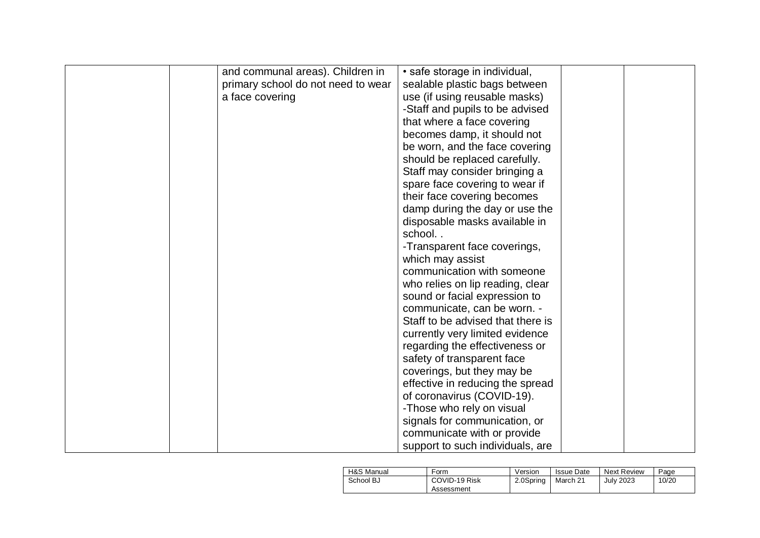|  |  |  |  |  |  |
|---|---|---|---|---|---|
|  |  | and communal areas). Children in primary school do not need to wear a face covering | • safe storage in individual, sealable plastic bags between use (if using reusable masks)<br>-Staff and pupils to be advised that where a face covering becomes damp, it should not be worn, and the face covering should be replaced carefully. Staff may consider bringing a spare face covering to wear if their face covering becomes damp during the day or use the disposable masks available in school. .<br>-Transparent face coverings, which may assist communication with someone who relies on lip reading, clear sound or facial expression to communicate, can be worn. -Staff to be advised that there is currently very limited evidence regarding the effectiveness or safety of transparent face coverings, but they may be effective in reducing the spread of coronavirus (COVID-19).<br>-Those who rely on visual signals for communication, or communicate with or provide support to such individuals, are |  |  |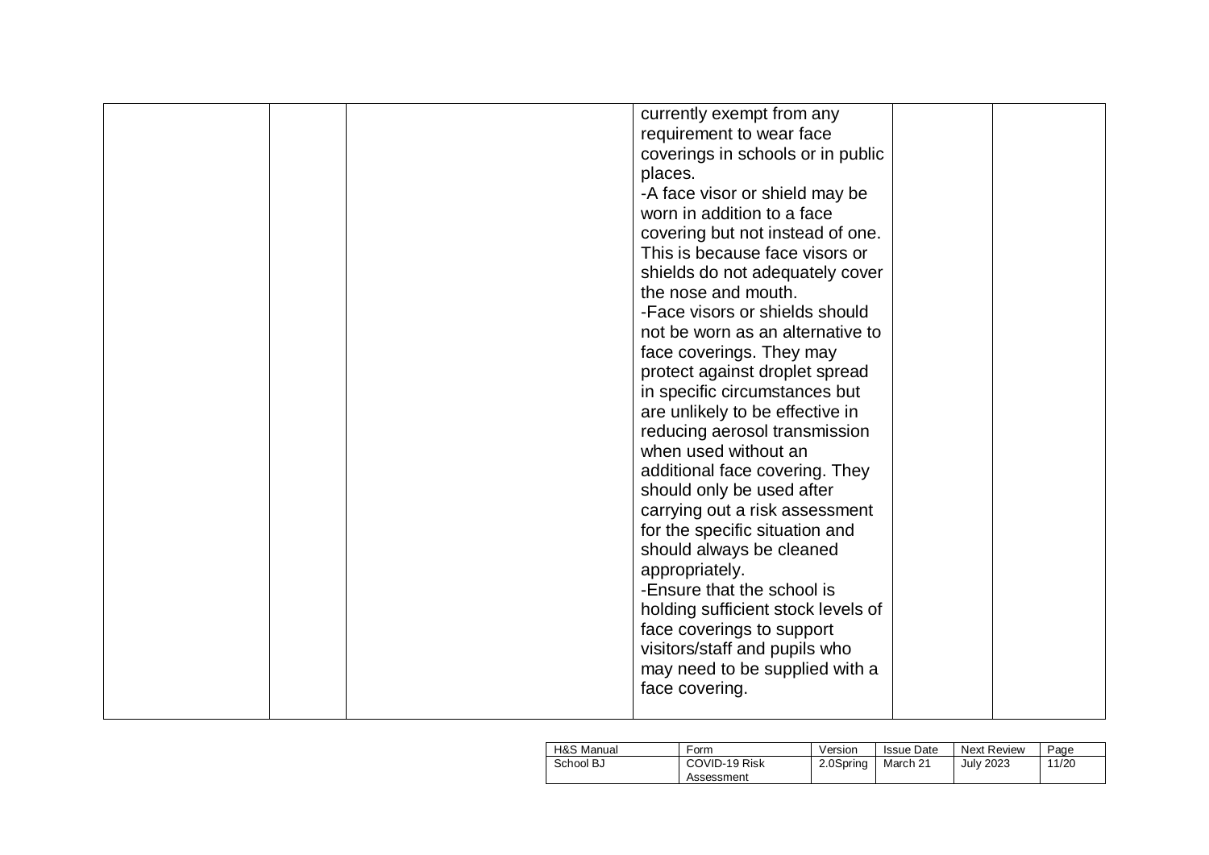|  |  |  | currently exempt from any requirement to wear face coverings in schools or in public places.<br>-A face visor or shield may be worn in addition to a face covering but not instead of one. This is because face visors or shields do not adequately cover the nose and mouth.<br>-Face visors or shields should not be worn as an alternative to face coverings. They may protect against droplet spread in specific circumstances but are unlikely to be effective in reducing aerosol transmission when used without an additional face covering. They should only be used after carrying out a risk assessment for the specific situation and should always be cleaned appropriately.<br>-Ensure that the school is holding sufficient stock levels of face coverings to support visitors/staff and pupils who may need to be supplied with a face covering. |  |  |
|---|---|---|---|---|---|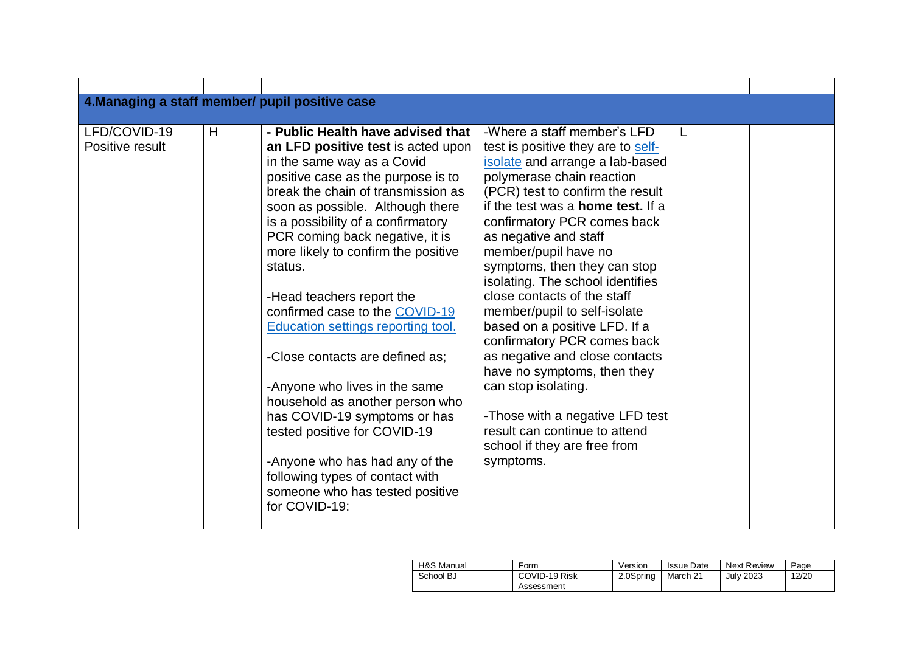| | | | | | |
|---|---|---|---|---|---|
| **4.Managing a staff member/ pupil positive case** | | | | | |
| LFD/COVID-19 Positive result | H | **- Public Health have advised that an LFD positive test** is acted upon in the same way as a Covid positive case as the purpose is to break the chain of transmission as soon as possible. Although there is a possibility of a confirmatory PCR coming back negative, it is more likely to confirm the positive status.<br><br>-Head teachers report the confirmed case to the COVID-19 Education settings reporting tool.<br><br>-Close contacts are defined as;<br><br>-Anyone who lives in the same household as another person who has COVID-19 symptoms or has tested positive for COVID-19<br><br>-Anyone who has had any of the following types of contact with someone who has tested positive for COVID-19: | -Where a staff member's LFD test is positive they are to self-isolate and arrange a lab-based polymerase chain reaction (PCR) test to confirm the result if the test was a **home test.** If a confirmatory PCR comes back as negative and staff member/pupil have no symptoms, then they can stop isolating. The school identifies close contacts of the staff member/pupil to self-isolate based on a positive LFD. If a confirmatory PCR comes back as negative and close contacts have no symptoms, then they can stop isolating.<br><br>-Those with a negative LFD test result can continue to attend school if they are free from symptoms. | L | |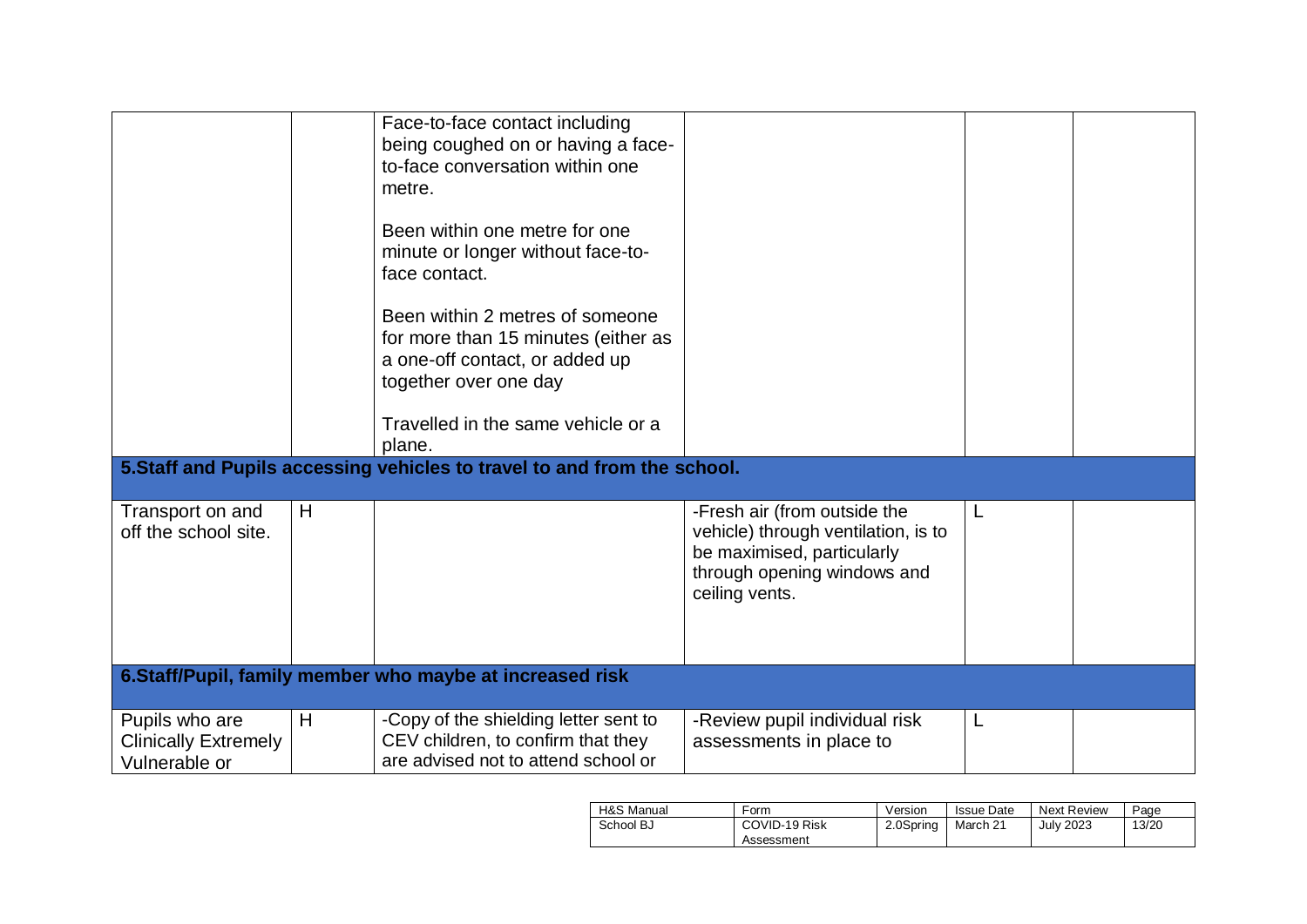| | | | | | |
|---|---|---|---|---|---|
| | | Face-to-face contact including being coughed on or having a face-to-face conversation within one metre.<br><br>Been within one metre for one minute or longer without face-to-face contact.<br><br>Been within 2 metres of someone for more than 15 minutes (either as a one-off contact, or added up together over one day<br><br>Travelled in the same vehicle or a plane. | | | |
| **5.Staff and Pupils accessing vehicles to travel to and from the school.** | | | | | |
| Transport on and off the school site. | H | | -Fresh air (from outside the vehicle) through ventilation, is to be maximised, particularly through opening windows and ceiling vents. | L | |
| **6.Staff/Pupil, family member who maybe at increased risk** | | | | | |
| Pupils who are Clinically Extremely Vulnerable or | H | -Copy of the shielding letter sent to CEV children, to confirm that they are advised not to attend school or | -Review pupil individual risk assessments in place to | L | |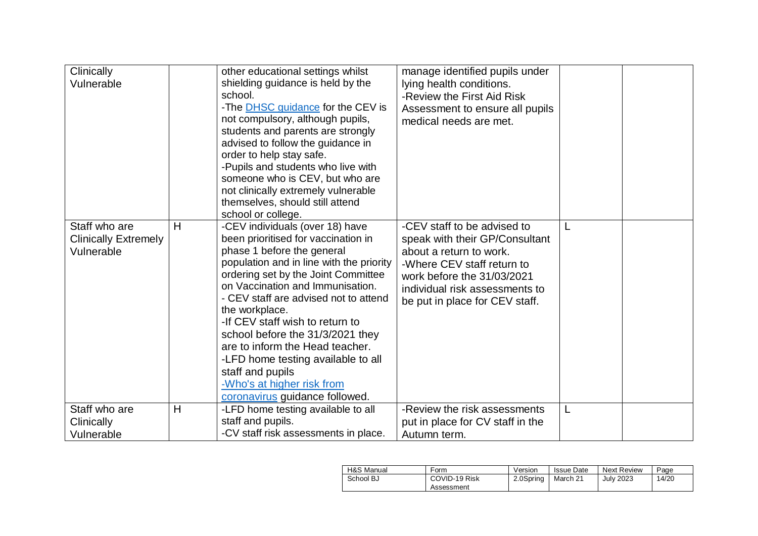| Clinically Vulnerable | | other educational settings whilst shielding guidance is held by the school.<br>-The [DHSC guidance](#) for the CEV is not compulsory, although pupils, students and parents are strongly advised to follow the guidance in order to help stay safe.<br>-Pupils and students who live with someone who is CEV, but who are not clinically extremely vulnerable themselves, should still attend school or college. | manage identified pupils under lying health conditions.<br>-Review the First Aid Risk Assessment to ensure all pupils medical needs are met. | | |
|---|---|---|---|---|---|
| Staff who are Clinically Extremely Vulnerable | H | -CEV individuals (over 18) have been prioritised for vaccination in phase 1 before the general population and in line with the priority ordering set by the Joint Committee on Vaccination and Immunisation.<br>- CEV staff are advised not to attend the workplace.<br>-If CEV staff wish to return to school before the 31/3/2021 they are to inform the Head teacher.<br>-LFD home testing available to all staff and pupils<br>[-Who's at higher risk from coronavirus](#) guidance followed. | -CEV staff to be advised to speak with their GP/Consultant about a return to work.<br>-Where CEV staff return to work before the 31/03/2021 individual risk assessments to be put in place for CEV staff. | L | |
| Staff who are Clinically Vulnerable | H | -LFD home testing available to all staff and pupils.<br>-CV staff risk assessments in place. | -Review the risk assessments put in place for CV staff in the Autumn term. | L | |

| H&S Manual | Form | Version | Issue Date | Next Review | Page |
|---|---|---|---|---|---|
| School BJ | COVID-19 Risk Assessment | 2.0Spring | March 21 | July 2023 | 14/20 |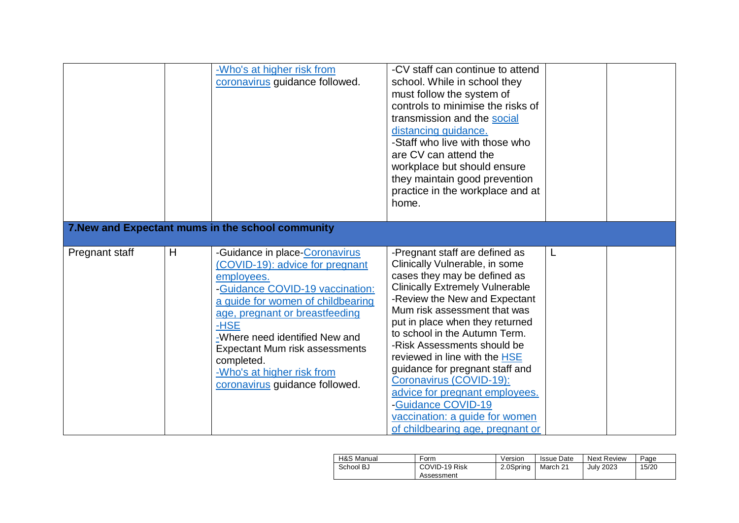| | | | | | |
|---|---|---|---|---|---|
| | | -Who's at higher risk from coronavirus guidance followed. | -CV staff can continue to attend school. While in school they must follow the system of controls to minimise the risks of transmission and the social distancing guidance.<br>-Staff who live with those who are CV can attend the workplace but should ensure they maintain good prevention practice in the workplace and at home. | | |
| **7.New and Expectant mums in the school community** | | | | | |
| Pregnant staff | H | -Guidance in place-Coronavirus (COVID-19): advice for pregnant employees.<br>-Guidance COVID-19 vaccination: a guide for women of childbearing age, pregnant or breastfeeding<br>-HSE<br>-Where need identified New and Expectant Mum risk assessments completed.<br>-Who's at higher risk from coronavirus guidance followed. | -Pregnant staff are defined as Clinically Vulnerable, in some cases they may be defined as Clinically Extremely Vulnerable<br>-Review the New and Expectant Mum risk assessment that was put in place when they returned to school in the Autumn Term.<br>-Risk Assessments should be reviewed in line with the HSE guidance for pregnant staff and Coronavirus (COVID-19): advice for pregnant employees.<br>-Guidance COVID-19 vaccination: a guide for women of childbearing age, pregnant or | L | |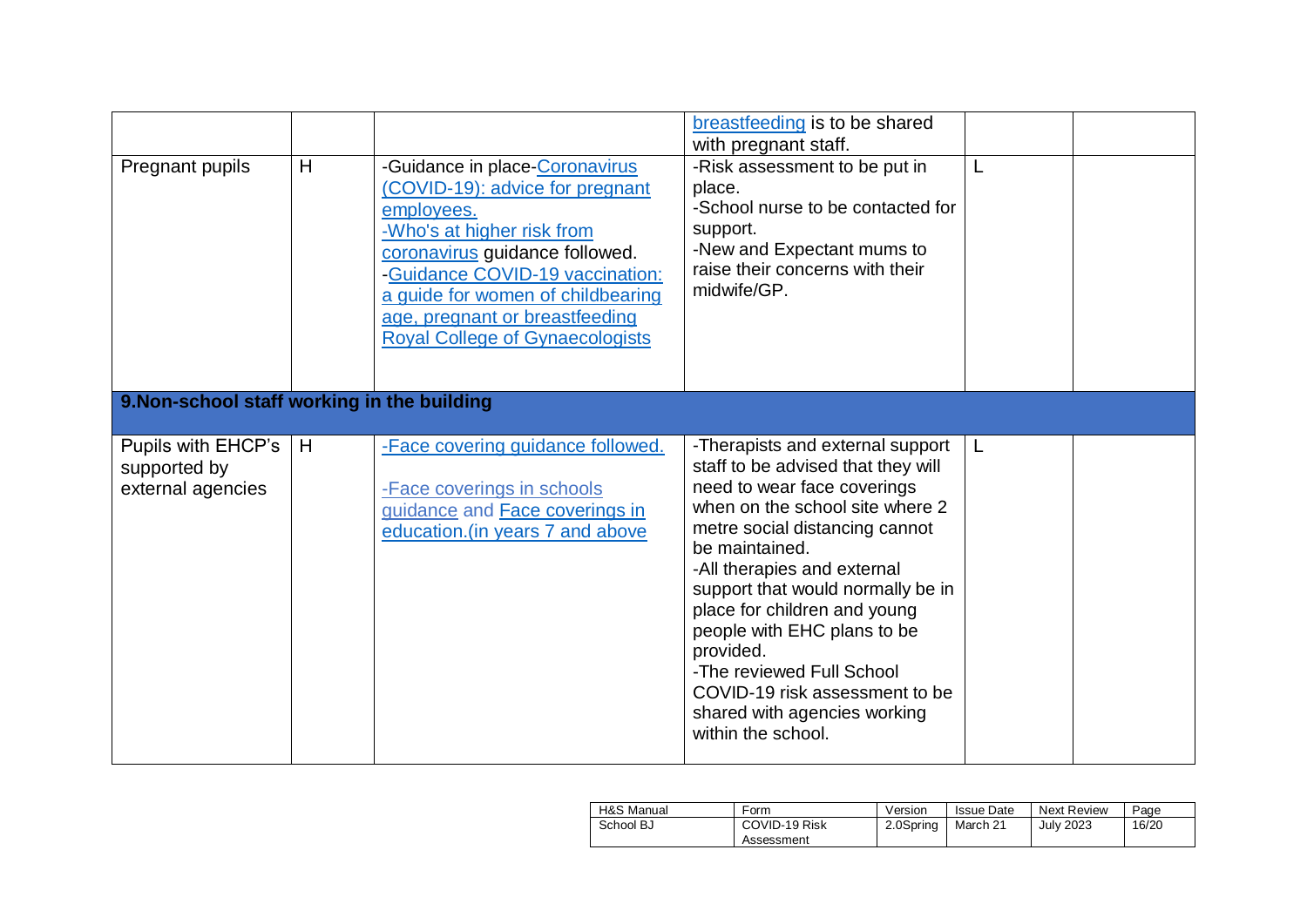| | | | | | |
|---|---|---|---|---|---|
| | | | breastfeeding is to be shared with pregnant staff. | | |
| Pregnant pupils | H | -Guidance in place-Coronavirus (COVID-19): advice for pregnant employees.<br>-Who's at higher risk from coronavirus guidance followed.<br>-Guidance COVID-19 vaccination: a guide for women of childbearing age, pregnant or breastfeeding Royal College of Gynaecologists | -Risk assessment to be put in place.<br>-School nurse to be contacted for support.<br>-New and Expectant mums to raise their concerns with their midwife/GP. | L | |
| **9.Non-school staff working in the building** | | | | | |
| Pupils with EHCP's supported by external agencies | H | -Face covering guidance followed.<br><br>-Face coverings in schools guidance and Face coverings in education.(in years 7 and above | -Therapists and external support staff to be advised that they will need to wear face coverings when on the school site where 2 metre social distancing cannot be maintained.<br>-All therapies and external support that would normally be in place for children and young people with EHC plans to be provided.<br>-The reviewed Full School COVID-19 risk assessment to be shared with agencies working within the school. | L | |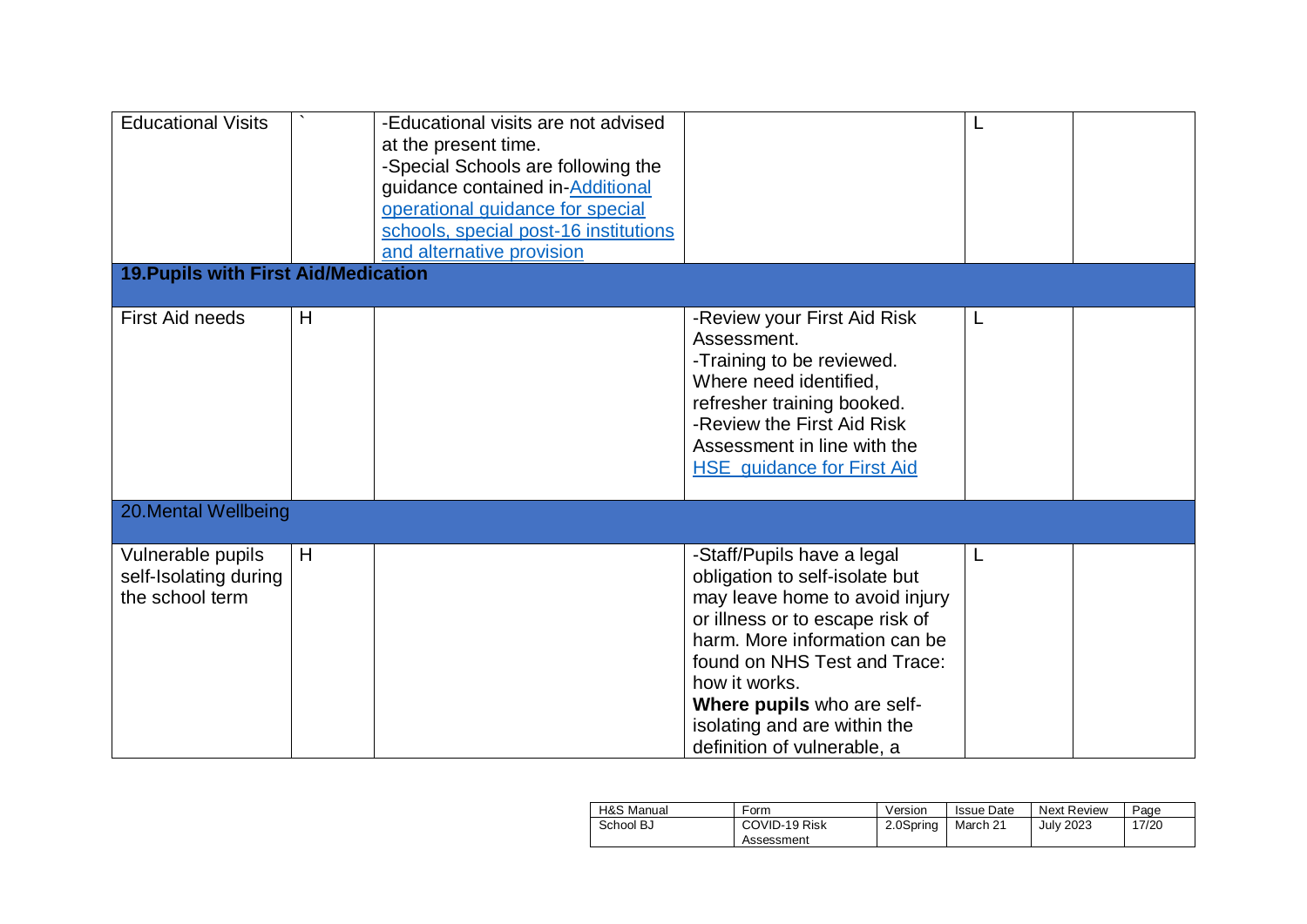| | | | | | |
|---|---|---|---|---|---|
| Educational Visits | ` | -Educational visits are not advised at the present time.<br>-Special Schools are following the guidance contained in-Additional operational guidance for special schools, special post-16 institutions and alternative provision | | L | |
| **19.Pupils with First Aid/Medication** | | | | | |
| First Aid needs | H | | -Review your First Aid Risk Assessment.<br>-Training to be reviewed. Where need identified, refresher training booked.<br>-Review the First Aid Risk Assessment in line with the HSE guidance for First Aid | L | |
| 20.Mental Wellbeing | | | | | |
| Vulnerable pupils self-Isolating during the school term | H | | -Staff/Pupils have a legal obligation to self-isolate but may leave home to avoid injury or illness or to escape risk of harm. More information can be found on NHS Test and Trace: how it works.<br>**Where pupils** who are self-isolating and are within the definition of vulnerable, a | L | |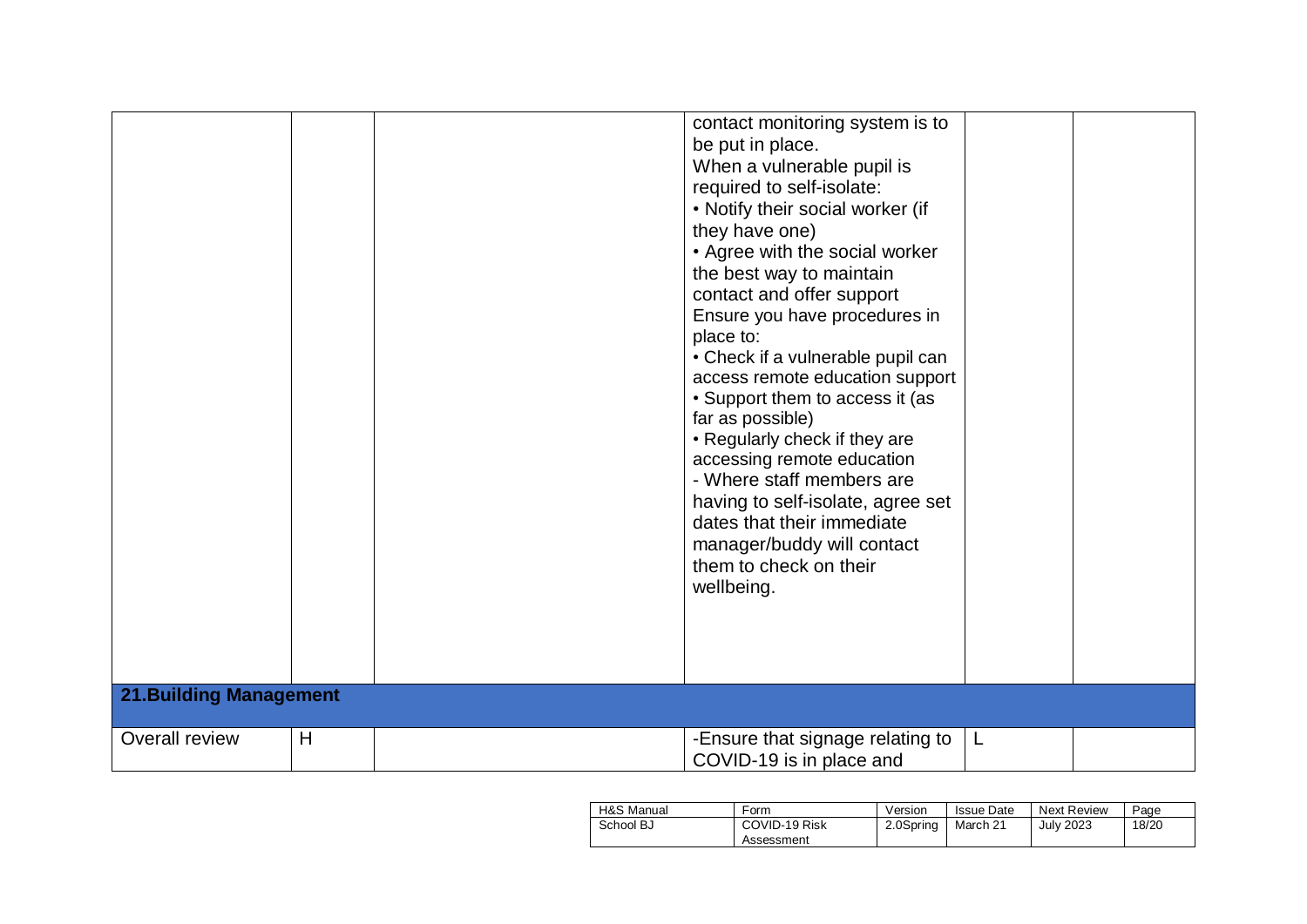| | | | | | |
|---|---|---|---|---|---|
| | | | contact monitoring system is to be put in place.<br>When a vulnerable pupil is required to self-isolate:<br>• Notify their social worker (if they have one)<br>• Agree with the social worker the best way to maintain contact and offer support<br>Ensure you have procedures in place to:<br>• Check if a vulnerable pupil can access remote education support<br>• Support them to access it (as far as possible)<br>• Regularly check if they are accessing remote education<br>- Where staff members are having to self-isolate, agree set dates that their immediate manager/buddy will contact them to check on their wellbeing. | | |
| **21.Building Management** | | | | | |
| Overall review | H | | -Ensure that signage relating to COVID-19 is in place and | L | |

| H&S Manual | Form | Version | Issue Date | Next Review | Page |
|---|---|---|---|---|---|
| School BJ | COVID-19 Risk Assessment | 2.0Spring | March 21 | July 2023 | 18/20 |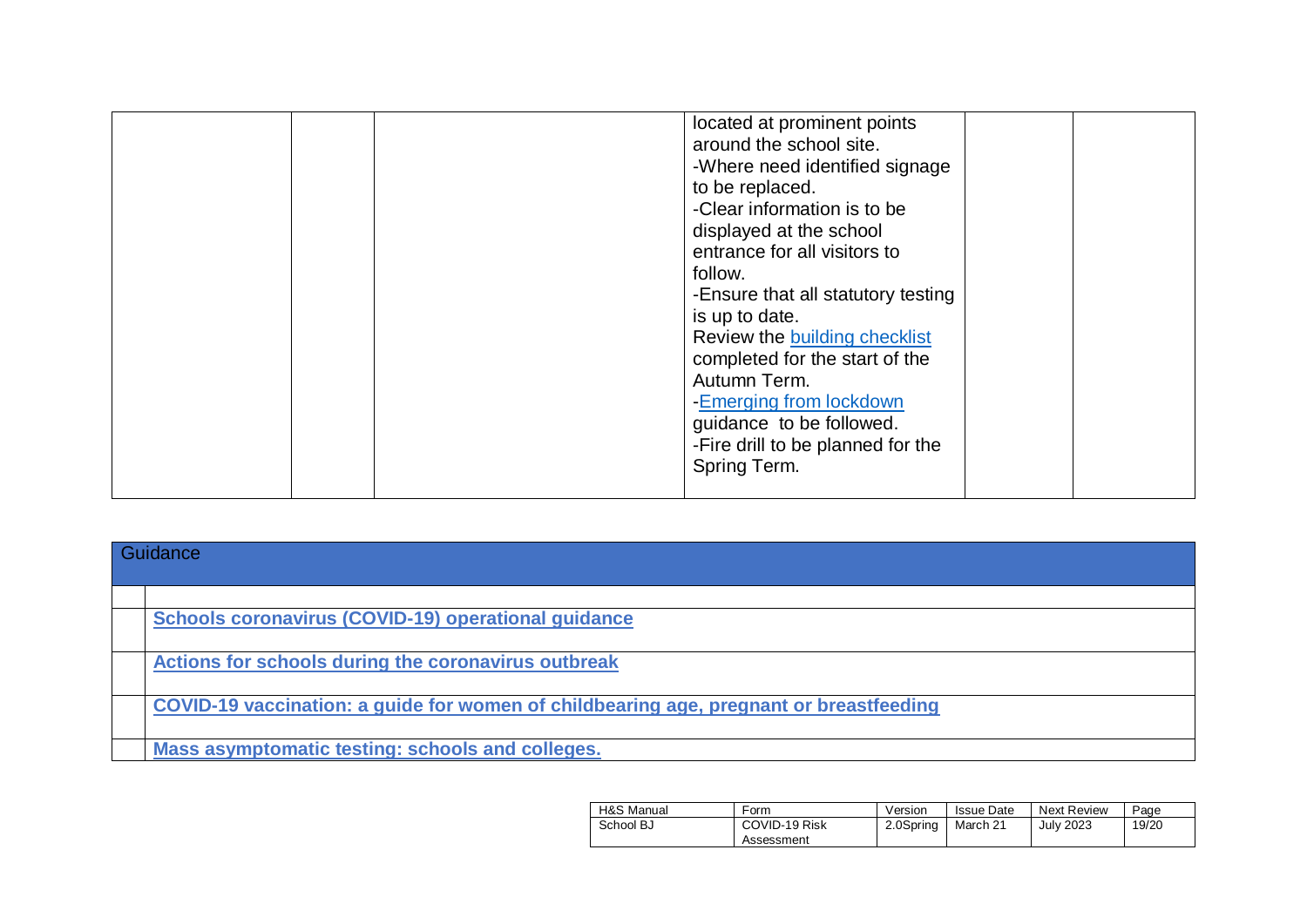| | | | | | |
|---|---|---|---|---|---|
| | | | located at prominent points around the school site.<br>-Where need identified signage to be replaced.<br>-Clear information is to be displayed at the school entrance for all visitors to follow.<br>-Ensure that all statutory testing is up to date.<br>Review the building checklist completed for the start of the Autumn Term.<br>-Emerging from lockdown guidance to be followed.<br>-Fire drill to be planned for the Spring Term. | | |

| Guidance | |
|---|---|
| | |
| | **Schools coronavirus (COVID-19) operational guidance** |
| | **Actions for schools during the coronavirus outbreak** |
| | **COVID-19 vaccination: a guide for women of childbearing age, pregnant or breastfeeding** |
| | **Mass asymptomatic testing: schools and colleges.** |

| H&S Manual | Form | Version | Issue Date | Next Review | Page |
|---|---|---|---|---|---|
| School BJ | COVID-19 Risk Assessment | 2.0Spring | March 21 | July 2023 | 19/20 |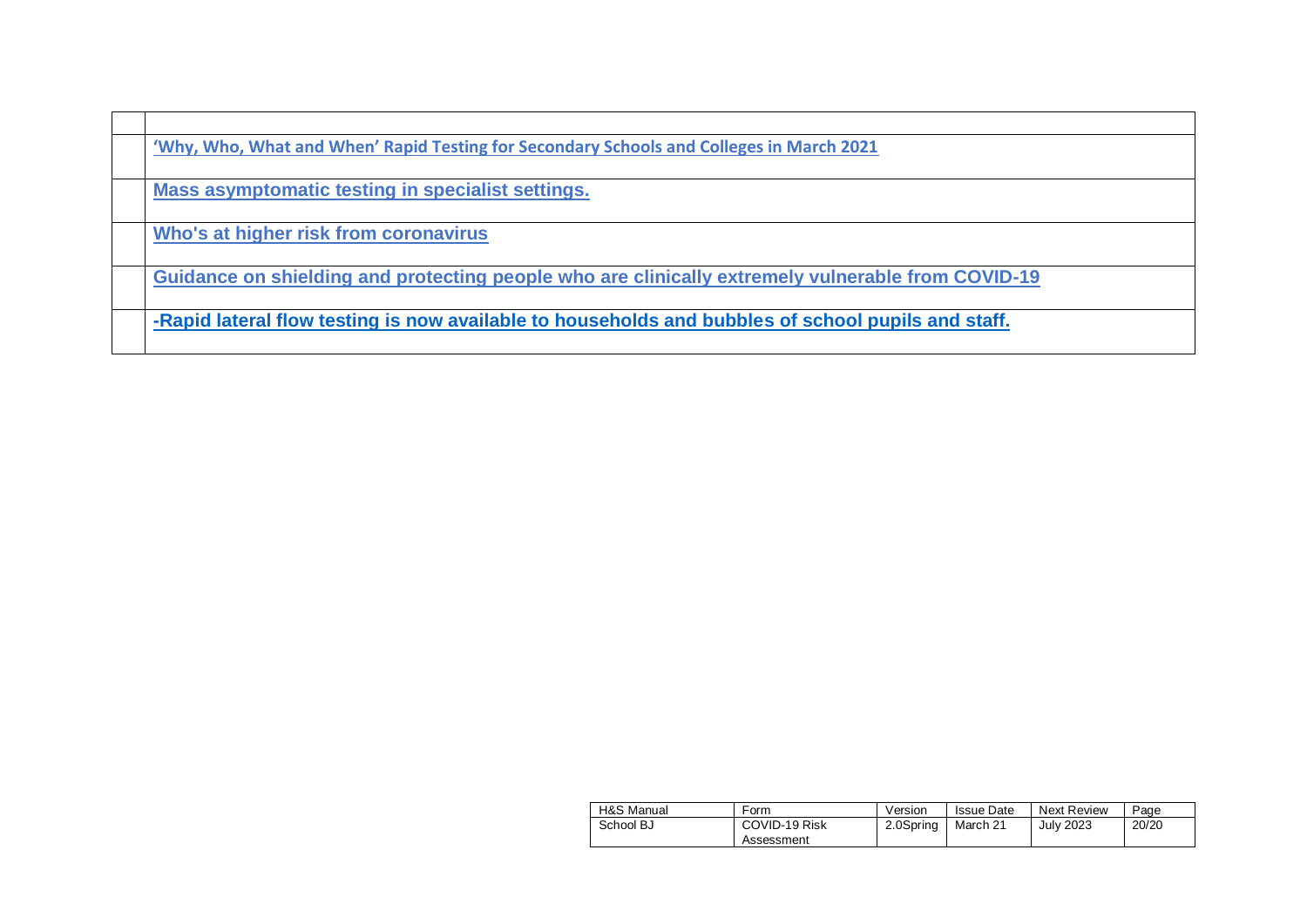| | |
|---|---|
| | |
| | 'Why, Who, What and When' Rapid Testing for Secondary Schools and Colleges in March 2021 |
| | Mass asymptomatic testing in specialist settings. |
| | Who's at higher risk from coronavirus |
| | Guidance on shielding and protecting people who are clinically extremely vulnerable from COVID-19 |
| | -Rapid lateral flow testing is now available to households and bubbles of school pupils and staff. |